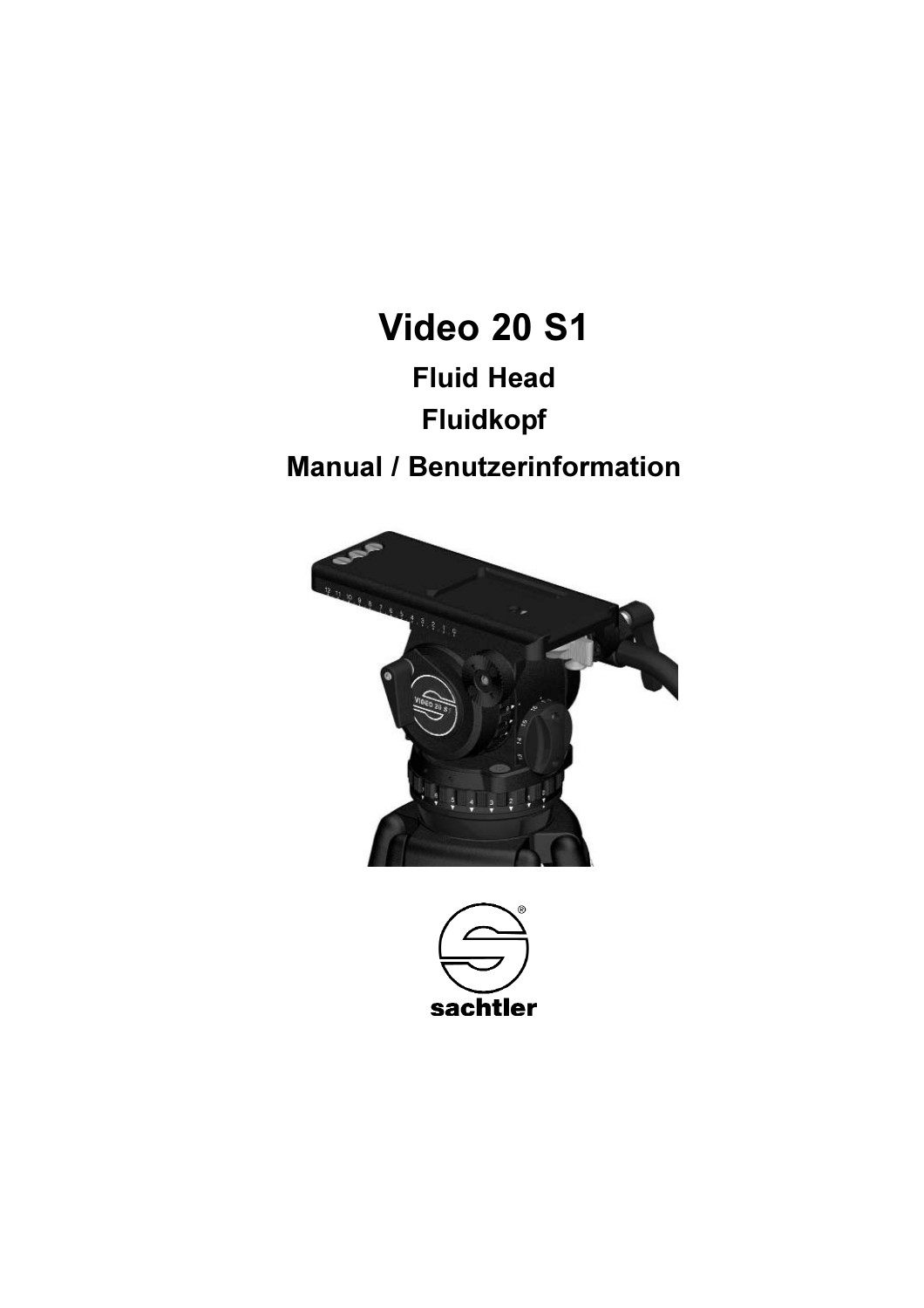# Video 20 S1

## Fluid Head

## Fluidkopf

## Manual / Benutzerinformation

sachtler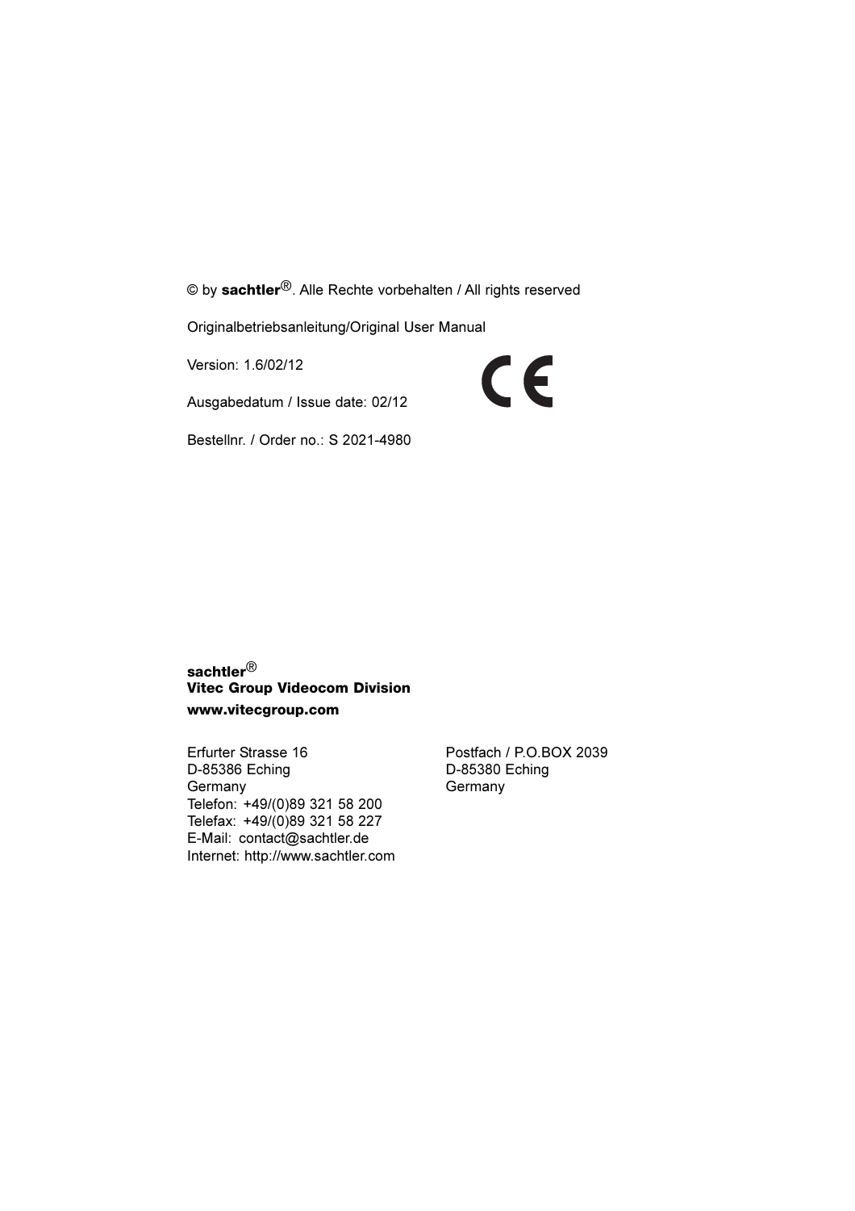© by **sachtler**®. Alle Rechte vorbehalten / All rights reserved

Originalbetriebsanleitung/Original User Manual

Version: 1.6/02/12

Ausgabedatum / Issue date: 02/12

Bestellnr. / Order no.: S 2021-4980

**sachtler**®
**Vitec Group Videocom Division**
**www.vitecgroup.com**

Erfurter Strasse 16
D-85386 Eching
Germany
Telefon: +49/(0)89 321 58 200
Telefax: +49/(0)89 321 58 227
E-Mail: contact@sachtler.de
Internet: http://www.sachtler.com

Postfach / P.O.BOX 2039
D-85380 Eching
Germany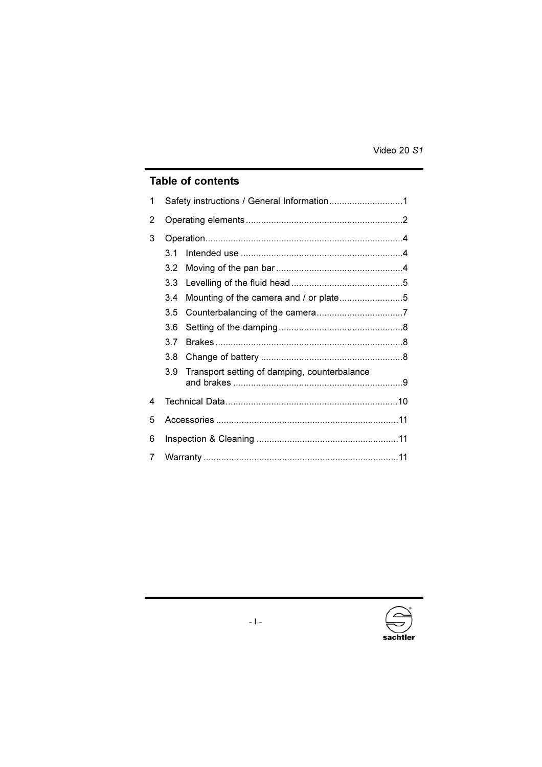## Table of contents

1 Safety instructions / General Information .............................1

2 Operating elements .............................................................2

3 Operation.............................................................................4

- 3.1 Intended use ...............................................................4
- 3.2 Moving of the pan bar .................................................4
- 3.3 Levelling of the fluid head ...........................................5
- 3.4 Mounting of the camera and / or plate.........................5
- 3.5 Counterbalancing of the camera..................................7
- 3.6 Setting of the damping ................................................8
- 3.7 Brakes .........................................................................8
- 3.8 Change of battery .......................................................8
- 3.9 Transport setting of damping, counterbalance and brakes ..................................................................9

4 Technical Data ...................................................................10

5 Accessories .......................................................................11

6 Inspection & Cleaning .......................................................11

7 Warranty ...........................................................................11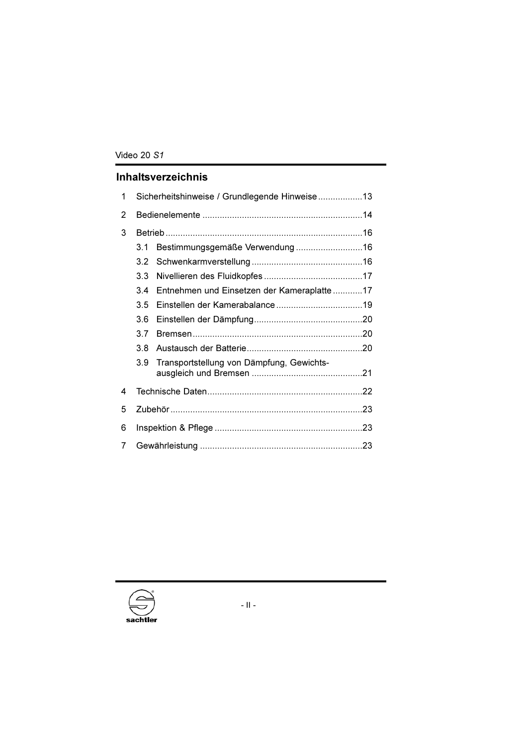## Inhaltsverzeichnis

1 Sicherheitshinweise / Grundlegende Hinweise ..................13

2 Bedienelemente ................................................................14

3 Betrieb ...............................................................................16

- 3.1 Bestimmungsgemäße Verwendung ...........................16
- 3.2 Schwenkarmverstellung .............................................16
- 3.3 Nivellieren des Fluidkopfes ........................................17
- 3.4 Entnehmen und Einsetzen der Kameraplatte ............17
- 3.5 Einstellen der Kamerabalance ...................................19
- 3.6 Einstellen der Dämpfung............................................20
- 3.7 Bremsen.....................................................................20
- 3.8 Austausch der Batterie...............................................20
- 3.9 Transportstellung von Dämpfung, Gewichtsausgleich und Bremsen .............................................21

4 Technische Daten..............................................................22

5 Zubehör .............................................................................23

6 Inspektion & Pflege ...........................................................23

7 Gewährleistung .................................................................23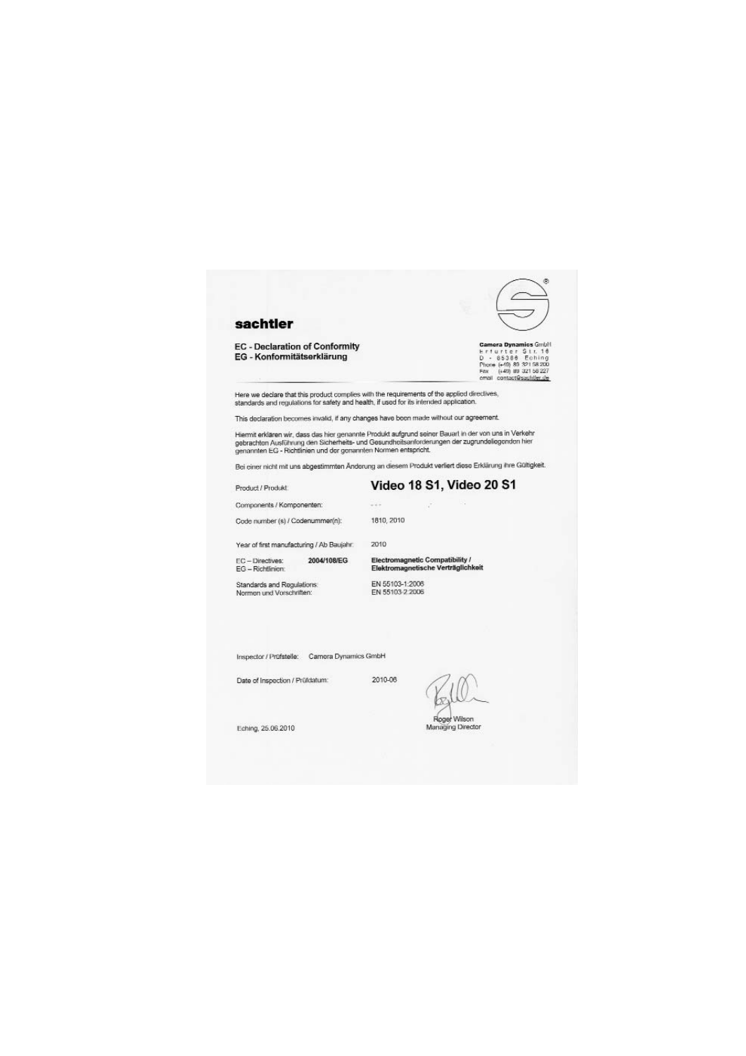# sachtler

## EC - Declaration of Conformity
## EG - Konformitätserklärung

**Camera Dynamics** GmbH
Erfurter Str. 16
D - 85386 Eching
Phone (+49) 89 321 58 200
Fax (+49) 89 321 58 227
email contact@sachtler.de

Here we declare that this product complies with the requirements of the applied directives, standards and regulations for safety and health, if used for its intended application.

This declaration becomes invalid, if any changes have been made without our agreement.

Hiermit erklären wir, dass das hier genannte Produkt aufgrund seiner Bauart in der von uns in Verkehr gebrachten Ausführung den Sicherheits- und Gesundheitsanforderungen der zugrundeliegenden hier genannten EG - Richtlinien und der genannten Normen entspricht.

Bei einer nicht mit uns abgestimmten Änderung an diesem Produkt verliert diese Erklärung ihre Gültigkeit.

| | | |
|---|---|---|
| Product / Produkt: | | **Video 18 S1, Video 20 S1** |
| Components / Komponenten: | | - - - |
| Code number (s) / Codenummer(n): | | 1810, 2010 |
| Year of first manufacturing / Ab Baujahr: | | 2010 |
| EC – Directives: EG – Richtlinien: | **2004/108/EG** | **Electromagnetic Compatibility / Elektromagnetische Verträglichkeit** |
| Standards and Regulations: Normen und Vorschriften: | | EN 55103-1:2006 EN 55103-2:2006 |

Inspector / Prüfstelle: Camera Dynamics GmbH

Date of Inspection / Prüfdatum: 2010-06

Eching, 25.06.2010

Roger Wilson
Managing Director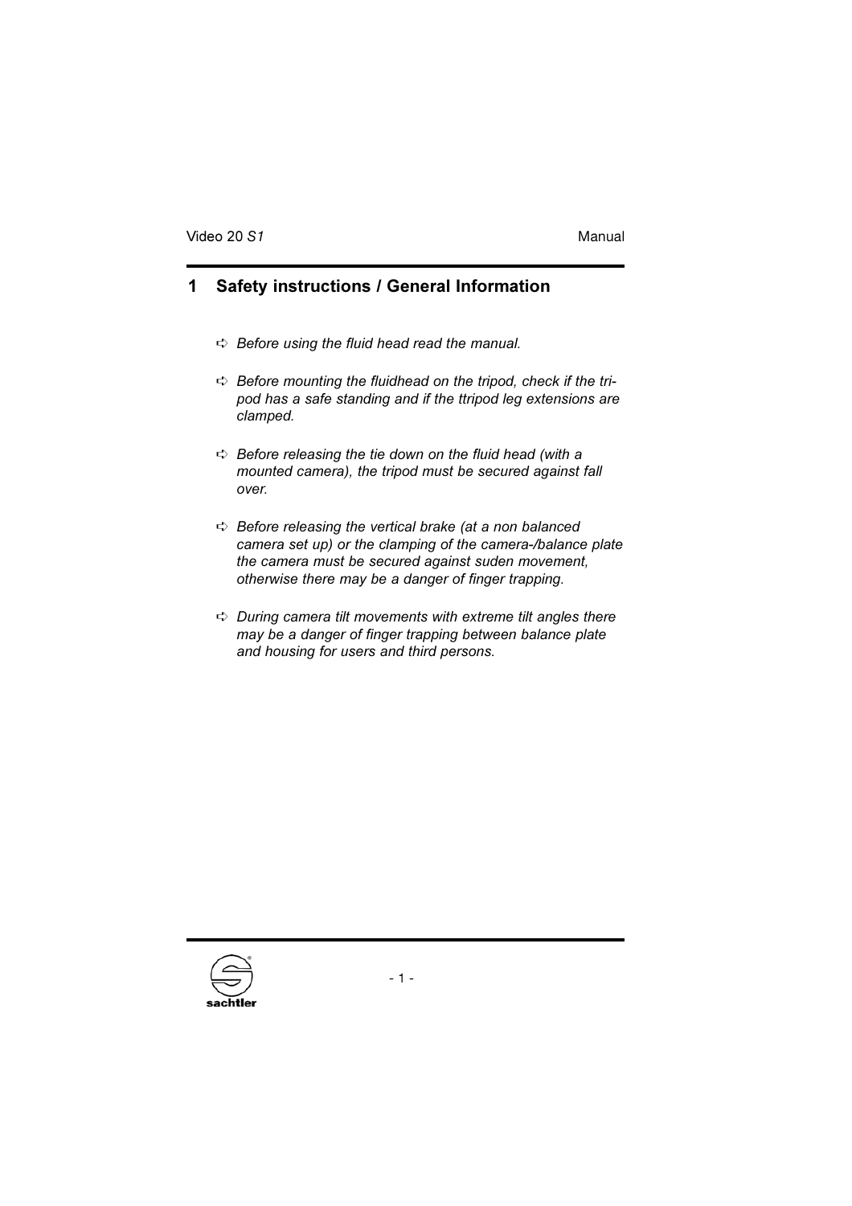# 1 Safety instructions / General Information

- *Before using the fluid head read the manual.*
- *Before mounting the fluidhead on the tripod, check if the tripod has a safe standing and if the ttripod leg extensions are clamped.*
- *Before releasing the tie down on the fluid head (with a mounted camera), the tripod must be secured against fall over.*
- *Before releasing the vertical brake (at a non balanced camera set up) or the clamping of the camera-/balance plate the camera must be secured against suden movement, otherwise there may be a danger of finger trapping.*
- *During camera tilt movements with extreme tilt angles there may be a danger of finger trapping between balance plate and housing for users and third persons.*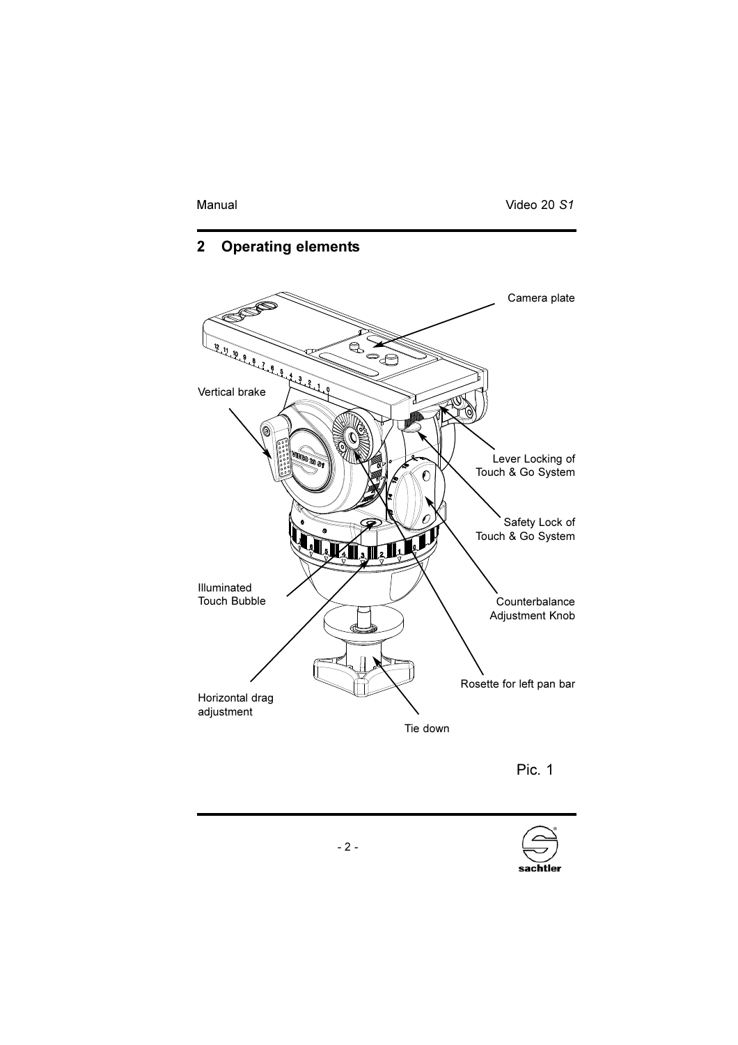## 2 Operating elements

Camera plate

Vertical brake

Lever Locking of Touch & Go System

Safety Lock of Touch & Go System

Illuminated Touch Bubble

Counterbalance Adjustment Knob

Rosette for left pan bar

Horizontal drag adjustment

Tie down

Pic. 1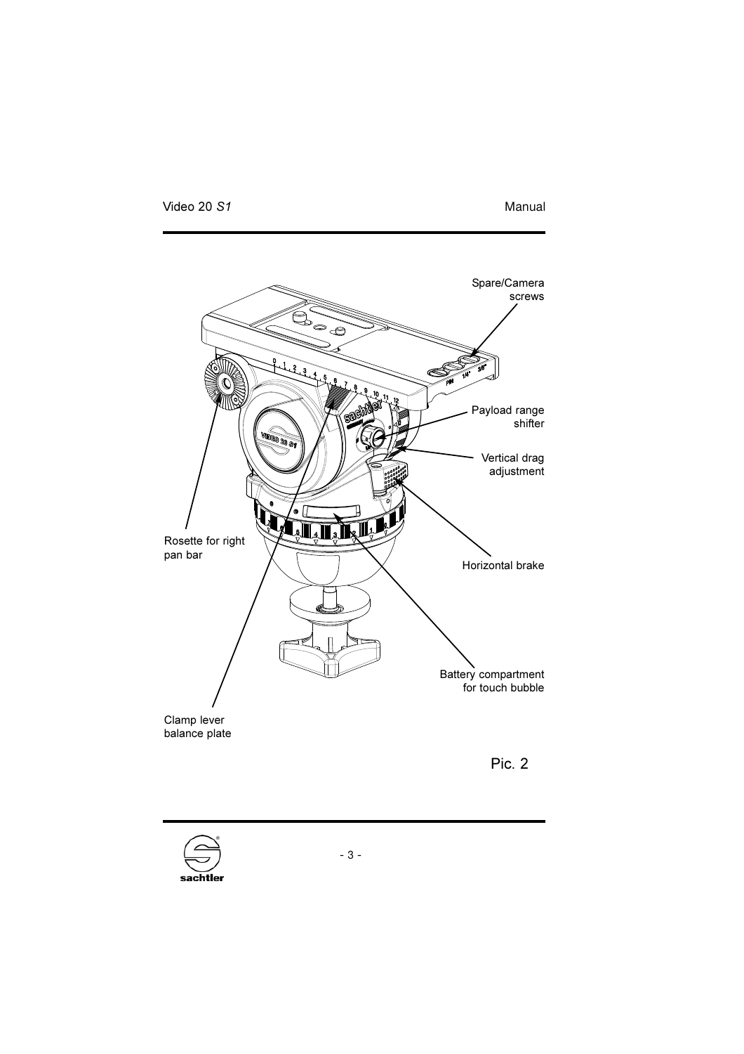Spare/Camera screws

Payload range shifter

Vertical drag adjustment

Rosette for right pan bar

Horizontal brake

Battery compartment for touch bubble

Clamp lever balance plate

Pic. 2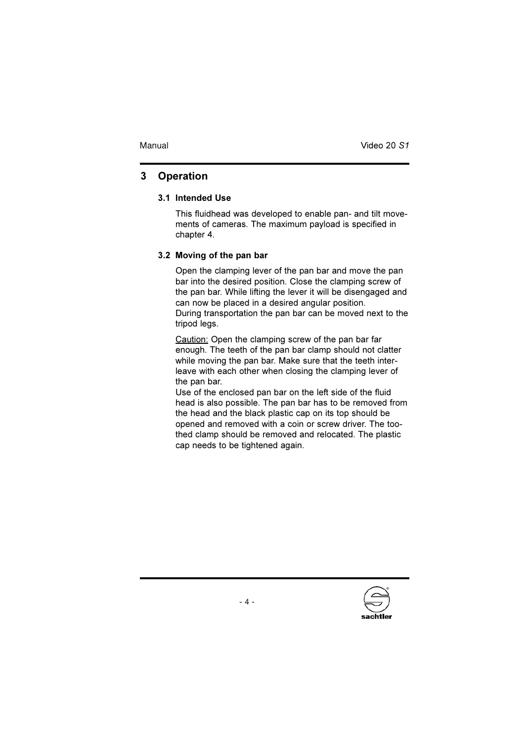## 3 Operation

### 3.1 Intended Use

This fluidhead was developed to enable pan- and tilt movements of cameras. The maximum payload is specified in chapter 4.

### 3.2 Moving of the pan bar

Open the clamping lever of the pan bar and move the pan bar into the desired position. Close the clamping screw of the pan bar. While lifting the lever it will be disengaged and can now be placed in a desired angular position.
During transportation the pan bar can be moved next to the tripod legs.

Caution: Open the clamping screw of the pan bar far enough. The teeth of the pan bar clamp should not clatter while moving the pan bar. Make sure that the teeth interleave with each other when closing the clamping lever of the pan bar.
Use of the enclosed pan bar on the left side of the fluid head is also possible. The pan bar has to be removed from the head and the black plastic cap on its top should be opened and removed with a coin or screw driver. The toothed clamp should be removed and relocated. The plastic cap needs to be tightened again.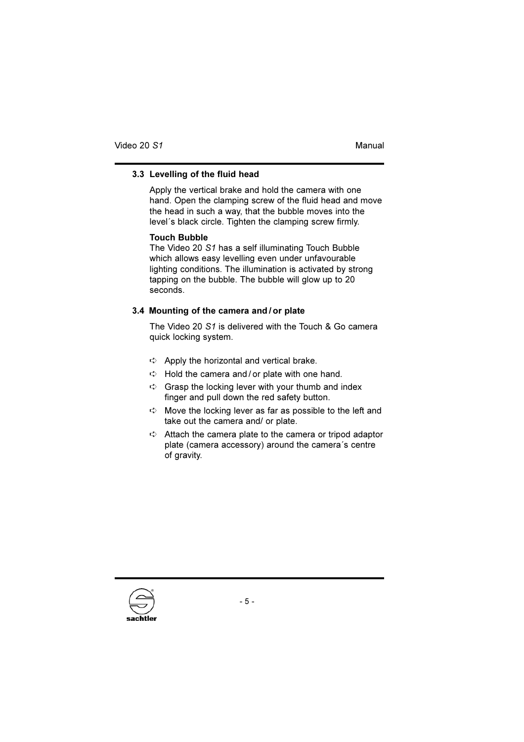### 3.3 Levelling of the fluid head

Apply the vertical brake and hold the camera with one hand. Open the clamping screw of the fluid head and move the head in such a way, that the bubble moves into the level´s black circle. Tighten the clamping screw firmly.

**Touch Bubble**
The Video 20 *S1* has a self illuminating Touch Bubble which allows easy levelling even under unfavourable lighting conditions. The illumination is activated by strong tapping on the bubble. The bubble will glow up to 20 seconds.

### 3.4 Mounting of the camera and / or plate

The Video 20 *S1* is delivered with the Touch & Go camera quick locking system.

- ➪ Apply the horizontal and vertical brake.
- ➪ Hold the camera and / or plate with one hand.
- ➪ Grasp the locking lever with your thumb and index finger and pull down the red safety button.
- ➪ Move the locking lever as far as possible to the left and take out the camera and/ or plate.
- ➪ Attach the camera plate to the camera or tripod adaptor plate (camera accessory) around the camera´s centre of gravity.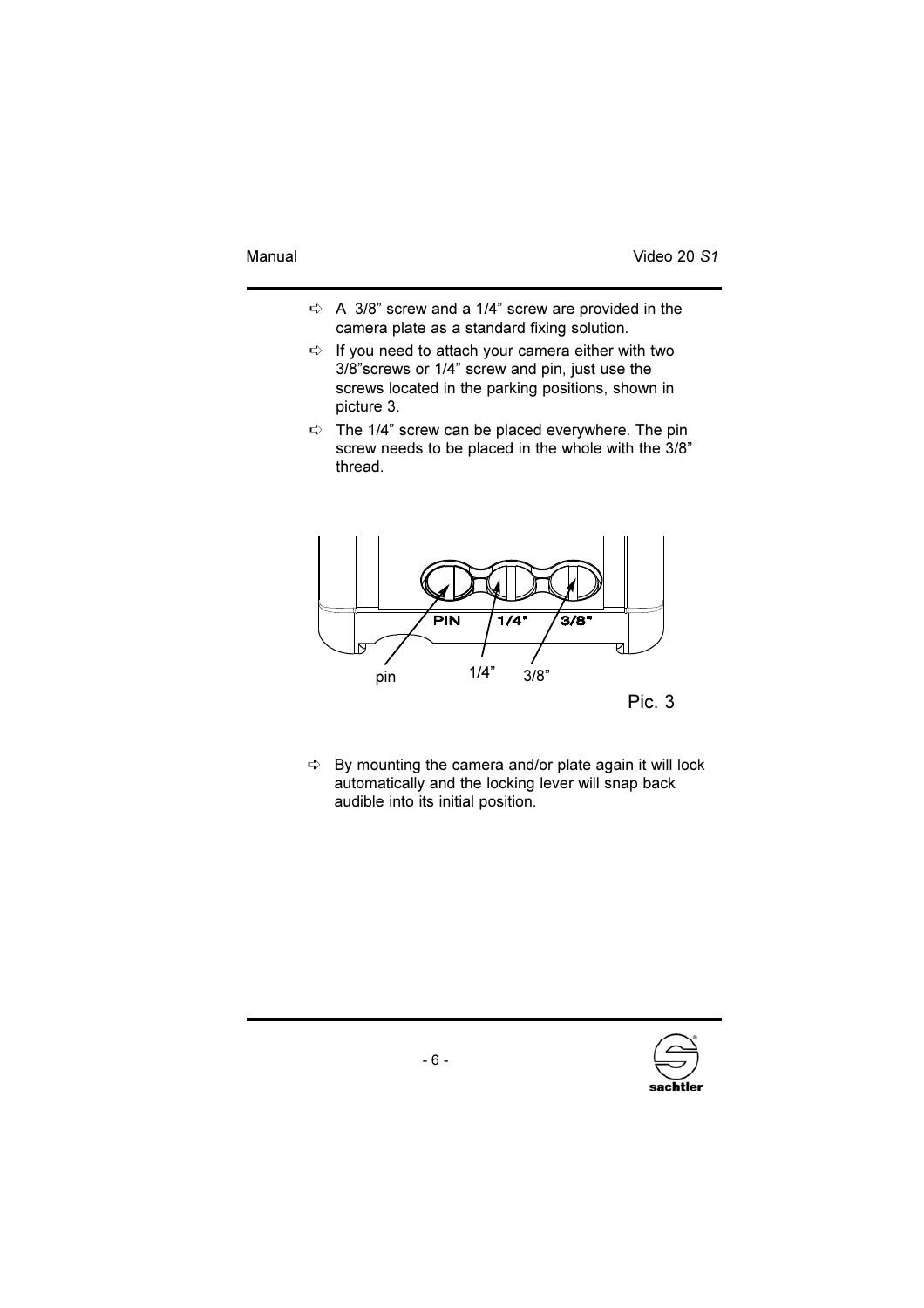- A 3/8" screw and a 1/4" screw are provided in the camera plate as a standard fixing solution.
- If you need to attach your camera either with two 3/8"screws or 1/4" screw and pin, just use the screws located in the parking positions, shown in picture 3.
- The 1/4" screw can be placed everywhere. The pin screw needs to be placed in the whole with the 3/8" thread.

PIN 1/4" 3/8"

pin 1/4" 3/8"

Pic. 3

- By mounting the camera and/or plate again it will lock automatically and the locking lever will snap back audible into its initial position.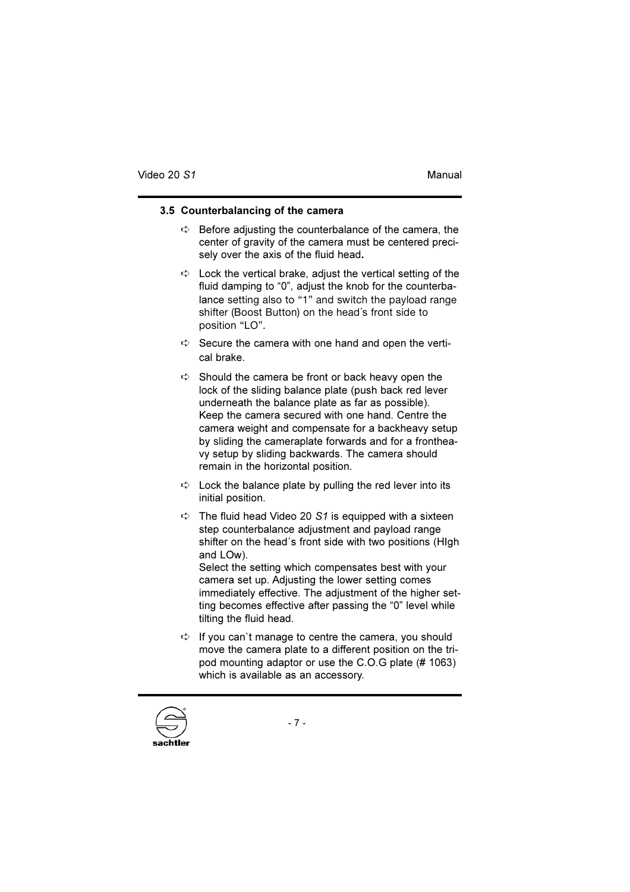### 3.5 Counterbalancing of the camera

- Before adjusting the counterbalance of the camera, the center of gravity of the camera must be centered precisely over the axis of the fluid head.
- Lock the vertical brake, adjust the vertical setting of the fluid damping to "0", adjust the knob for the counterbalance setting also to "1" and switch the payload range shifter (Boost Button) on the head´s front side to position "LO".
- Secure the camera with one hand and open the vertical brake.
- Should the camera be front or back heavy open the lock of the sliding balance plate (push back red lever underneath the balance plate as far as possible). Keep the camera secured with one hand. Centre the camera weight and compensate for a backheavy setup by sliding the cameraplate forwards and for a frontheavy setup by sliding backwards. The camera should remain in the horizontal position.
- Lock the balance plate by pulling the red lever into its initial position.
- The fluid head Video 20 *S1* is equipped with a sixteen step counterbalance adjustment and payload range shifter on the head´s front side with two positions (HIgh and LOw).
  Select the setting which compensates best with your camera set up. Adjusting the lower setting comes immediately effective. The adjustment of the higher setting becomes effective after passing the "0" level while tilting the fluid head.
- If you can`t manage to centre the camera, you should move the camera plate to a different position on the tripod mounting adaptor or use the C.O.G plate (# 1063) which is available as an accessory.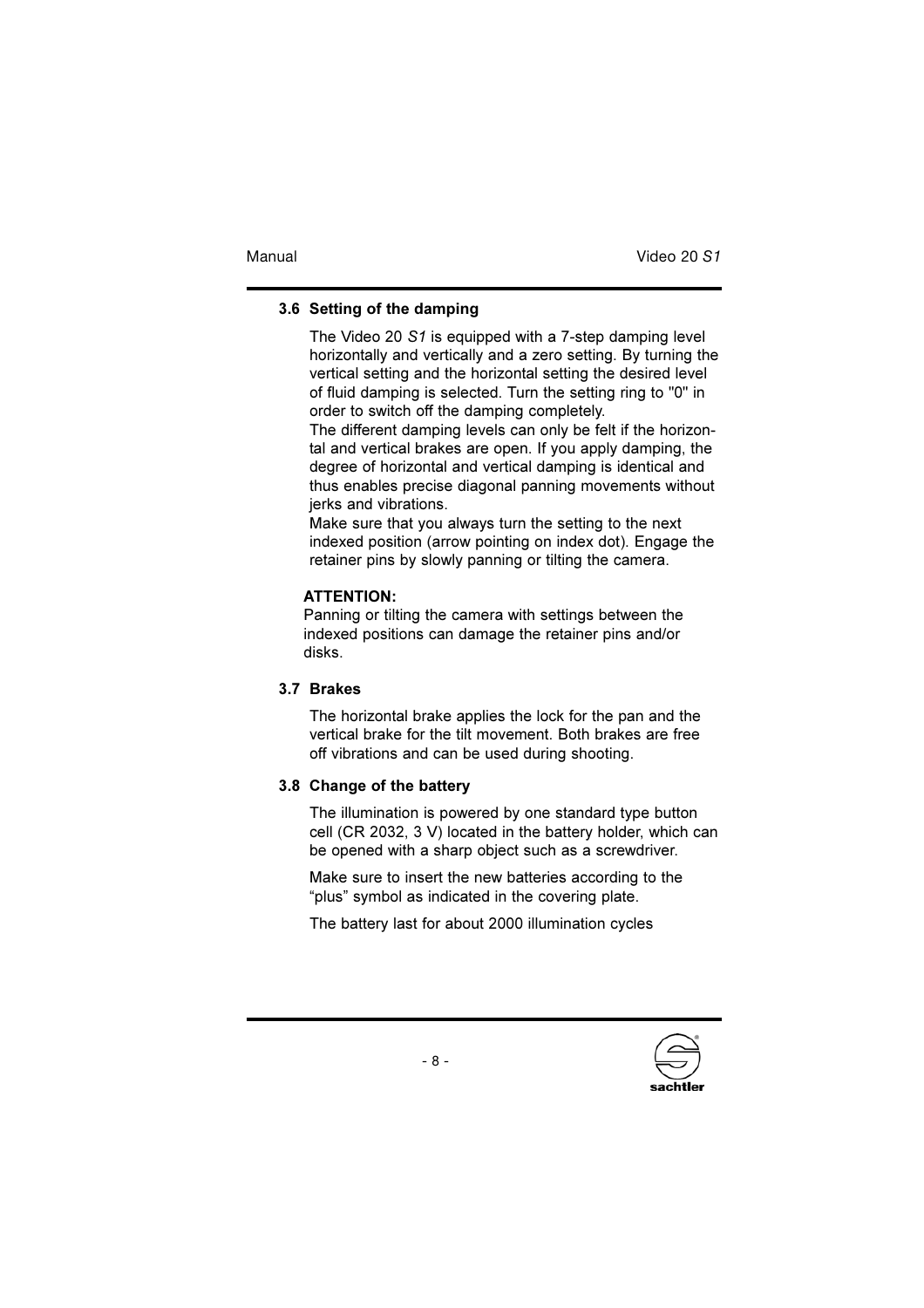### 3.6 Setting of the damping

The Video 20 *S1* is equipped with a 7-step damping level horizontally and vertically and a zero setting. By turning the vertical setting and the horizontal setting the desired level of fluid damping is selected. Turn the setting ring to "0" in order to switch off the damping completely.
The different damping levels can only be felt if the horizontal and vertical brakes are open. If you apply damping, the degree of horizontal and vertical damping is identical and thus enables precise diagonal panning movements without jerks and vibrations.
Make sure that you always turn the setting to the next indexed position (arrow pointing on index dot). Engage the retainer pins by slowly panning or tilting the camera.

**ATTENTION:**
Panning or tilting the camera with settings between the indexed positions can damage the retainer pins and/or disks.

### 3.7 Brakes

The horizontal brake applies the lock for the pan and the vertical brake for the tilt movement. Both brakes are free off vibrations and can be used during shooting.

### 3.8 Change of the battery

The illumination is powered by one standard type button cell (CR 2032, 3 V) located in the battery holder, which can be opened with a sharp object such as a screwdriver.

Make sure to insert the new batteries according to the “plus” symbol as indicated in the covering plate.

The battery last for about 2000 illumination cycles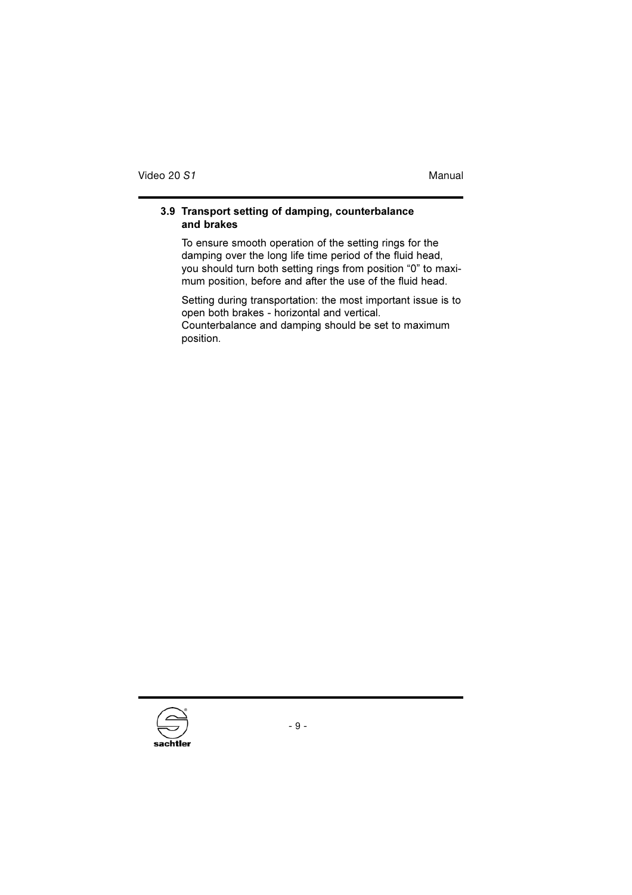### 3.9 Transport setting of damping, counterbalance and brakes

To ensure smooth operation of the setting rings for the damping over the long life time period of the fluid head, you should turn both setting rings from position “0” to maximum position, before and after the use of the fluid head.

Setting during transportation: the most important issue is to open both brakes - horizontal and vertical.
Counterbalance and damping should be set to maximum position.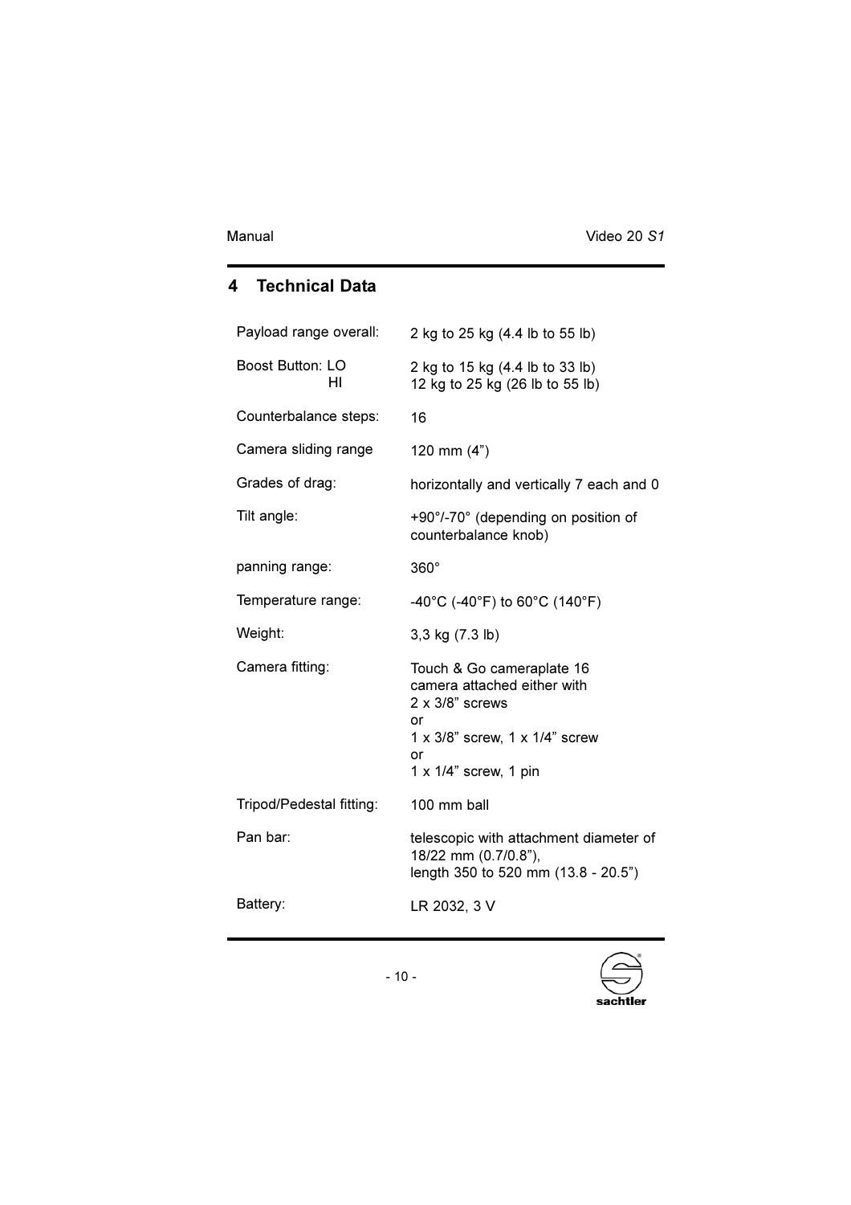# 4 Technical Data

| | |
|---|---|
| Payload range overall: | 2 kg to 25 kg (4.4 lb to 55 lb) |
| Boost Button: LO<br>HI | 2 kg to 15 kg (4.4 lb to 33 lb)<br>12 kg to 25 kg (26 lb to 55 lb) |
| Counterbalance steps: | 16 |
| Camera sliding range | 120 mm (4”) |
| Grades of drag: | horizontally and vertically 7 each and 0 |
| Tilt angle: | +90°/-70° (depending on position of counterbalance knob) |
| panning range: | 360° |
| Temperature range: | -40°C (-40°F) to 60°C (140°F) |
| Weight: | 3,3 kg (7.3 lb) |
| Camera fitting: | Touch & Go cameraplate 16<br>camera attached either with<br>2 x 3/8” screws<br>or<br>1 x 3/8” screw, 1 x 1/4” screw<br>or<br>1 x 1/4” screw, 1 pin |
| Tripod/Pedestal fitting: | 100 mm ball |
| Pan bar: | telescopic with attachment diameter of 18/22 mm (0.7/0.8”),<br>length 350 to 520 mm (13.8 - 20.5”) |
| Battery: | LR 2032, 3 V |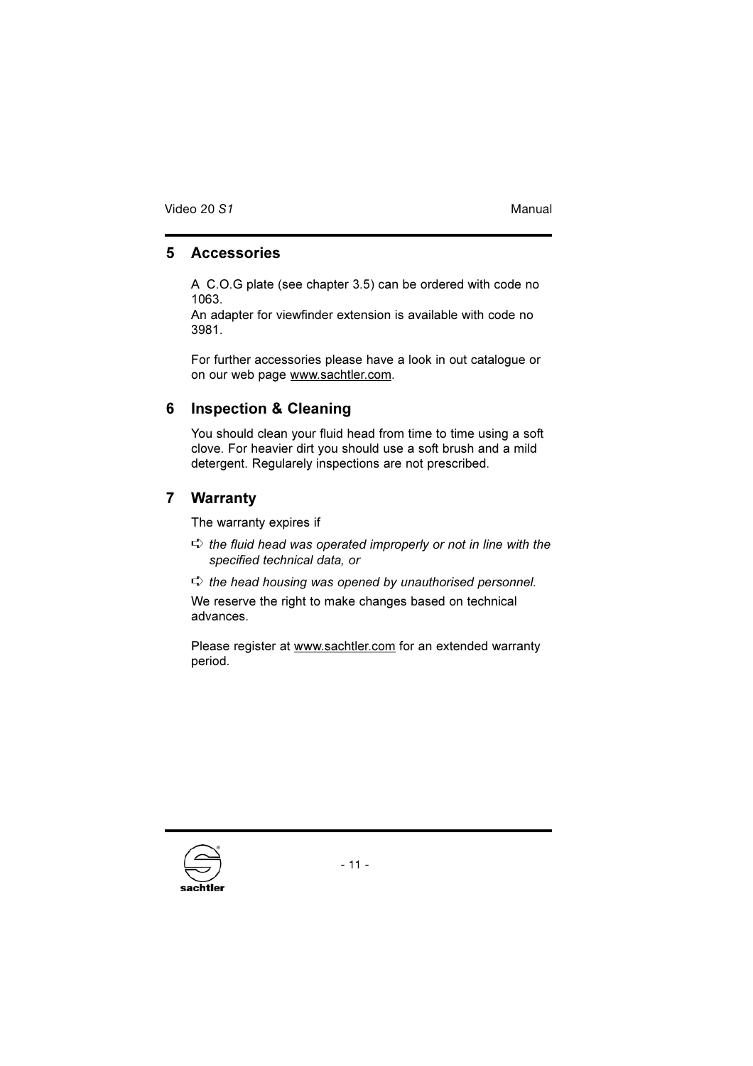## 5 Accessories

A  C.O.G plate (see chapter 3.5) can be ordered with code no 1063.
An adapter for viewfinder extension is available with code no 3981.

For further accessories please have a look in out catalogue or on our web page www.sachtler.com.

## 6 Inspection & Cleaning

You should clean your fluid head from time to time using a soft clove. For heavier dirt you should use a soft brush and a mild detergent. Regularely inspections are not prescribed.

## 7 Warranty

The warranty expires if

- *the fluid head was operated improperly or not in line with the specified technical data, or*
- *the head housing was opened by unauthorised personnel.*

We reserve the right to make changes based on technical advances.

Please register at www.sachtler.com for an extended warranty period.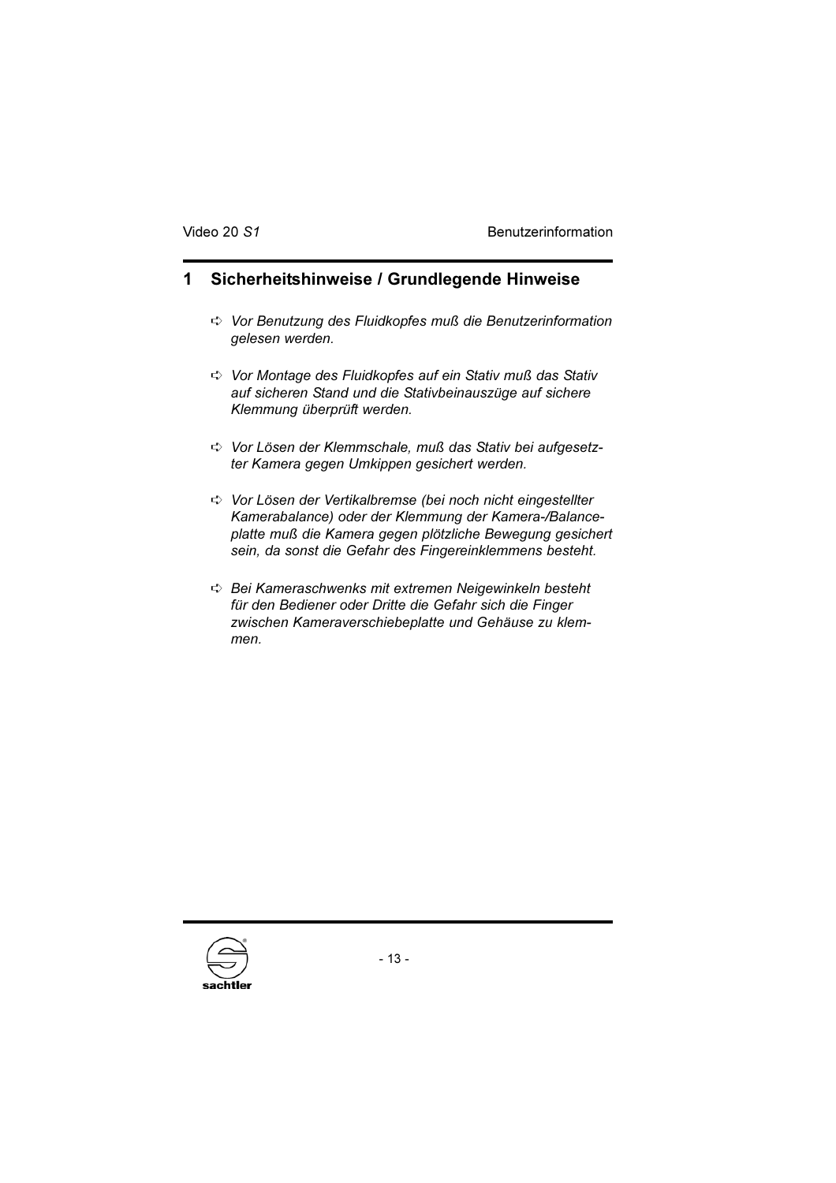## 1 Sicherheitshinweise / Grundlegende Hinweise

- ➪ *Vor Benutzung des Fluidkopfes muß die Benutzerinformation gelesen werden.*

- ➪ *Vor Montage des Fluidkopfes auf ein Stativ muß das Stativ auf sicheren Stand und die Stativbeinauszüge auf sichere Klemmung überprüft werden.*

- ➪ *Vor Lösen der Klemmschale, muß das Stativ bei aufgesetzter Kamera gegen Umkippen gesichert werden.*

- ➪ *Vor Lösen der Vertikalbremse (bei noch nicht eingestellter Kamerabalance) oder der Klemmung der Kamera-/Balanceplatte muß die Kamera gegen plötzliche Bewegung gesichert sein, da sonst die Gefahr des Fingereinklemmens besteht.*

- ➪ *Bei Kameraschwenks mit extremen Neigewinkeln besteht für den Bediener oder Dritte die Gefahr sich die Finger zwischen Kameraverschiebeplatte und Gehäuse zu klemmen.*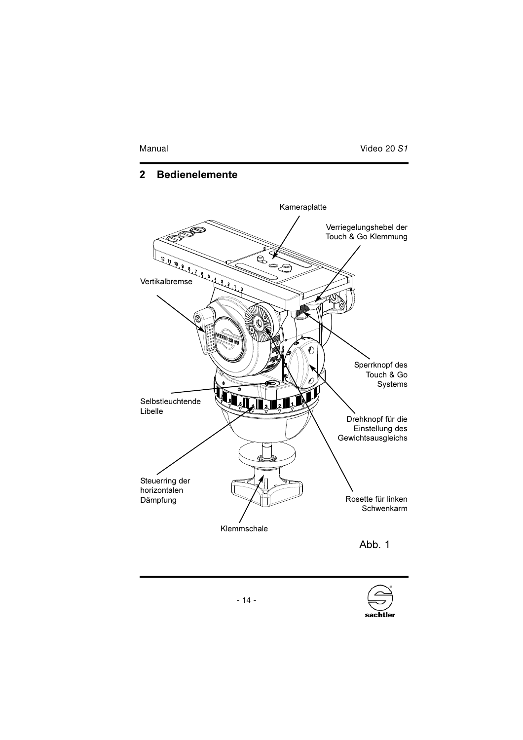## 2 Bedienelemente

Kameraplatte

Verriegelungshebel der Touch & Go Klemmung

Vertikalbremse

Sperrknopf des Touch & Go Systems

Selbstleuchtende Libelle

Drehknopf für die Einstellung des Gewichtsausgleichs

Steuerring der horizontalen Dämpfung

Rosette für linken Schwenkarm

Klemmschale

Abb. 1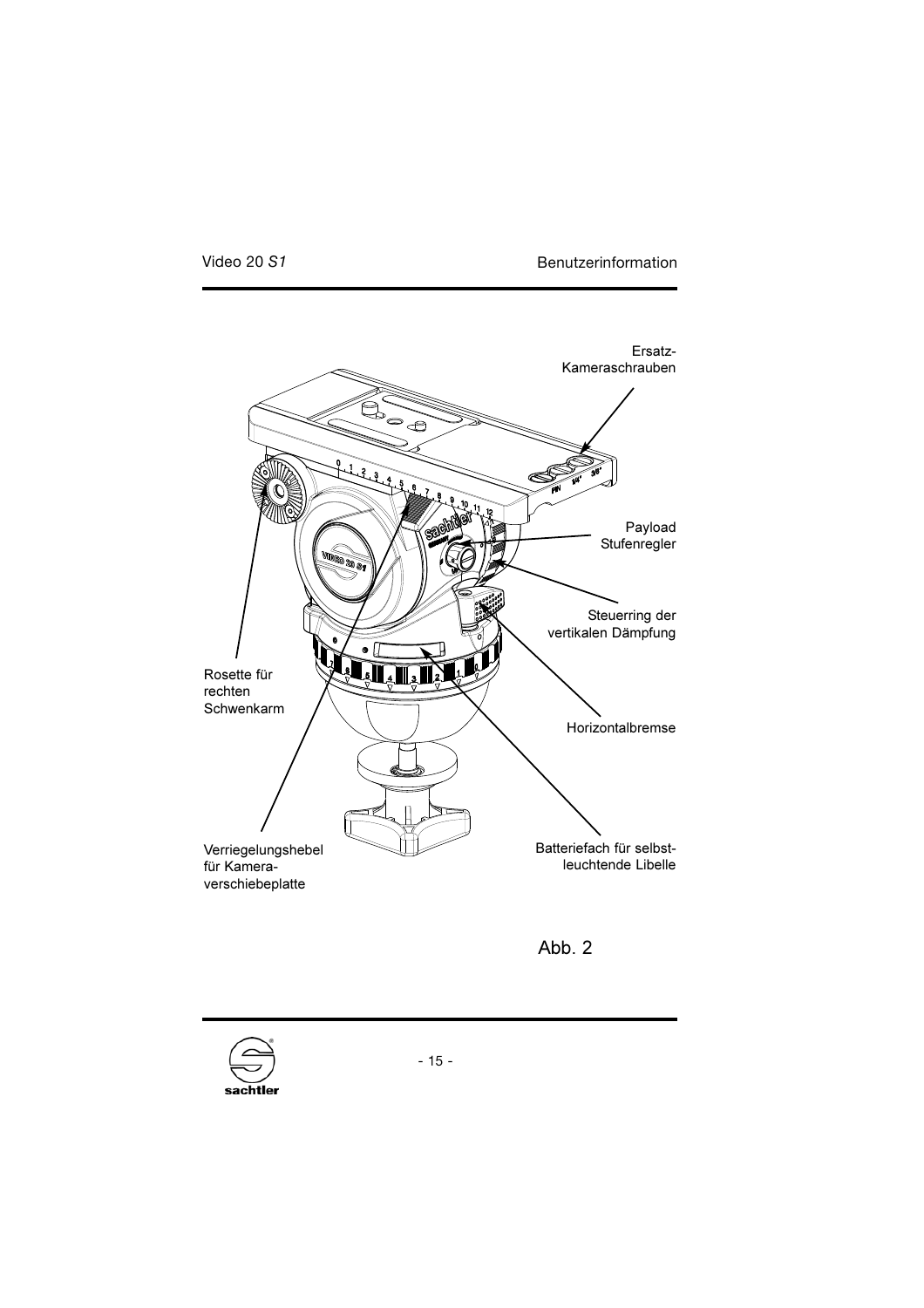Ersatz-Kameraschrauben

Payload Stufenregler

Steuerring der vertikalen Dämpfung

Horizontalbremse

Batteriefach für selbstleuchtende Libelle

Rosette für rechten Schwenkarm

Verriegelungshebel für Kameraverschiebeplatte

Abb. 2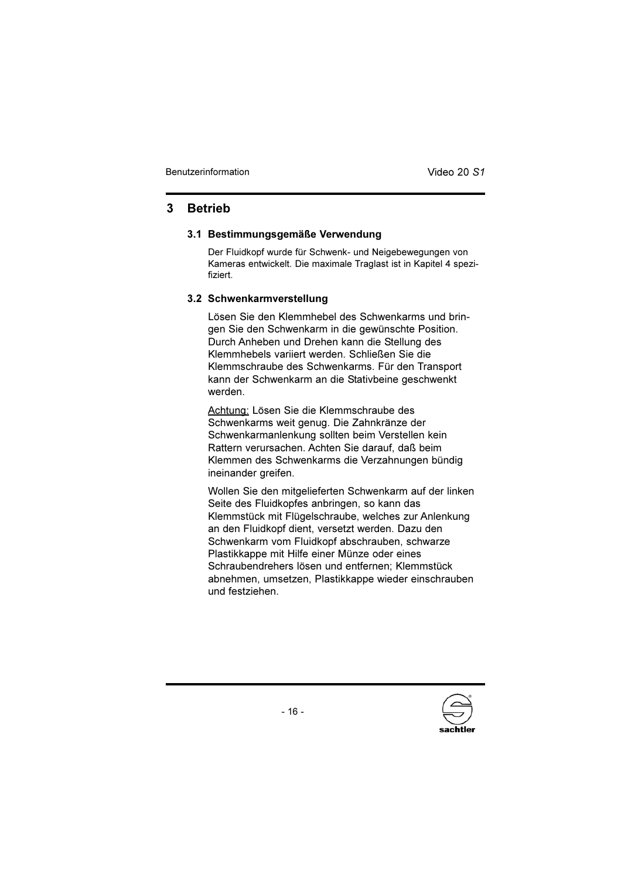# 3 Betrieb

## 3.1 Bestimmungsgemäße Verwendung

Der Fluidkopf wurde für Schwenk- und Neigebewegungen von Kameras entwickelt. Die maximale Traglast ist in Kapitel 4 spezifiziert.

## 3.2 Schwenkarmverstellung

Lösen Sie den Klemmhebel des Schwenkarms und bringen Sie den Schwenkarm in die gewünschte Position. Durch Anheben und Drehen kann die Stellung des Klemmhebels variiert werden. Schließen Sie die Klemmschraube des Schwenkarms. Für den Transport kann der Schwenkarm an die Stativbeine geschwenkt werden.

Achtung: Lösen Sie die Klemmschraube des Schwenkarms weit genug. Die Zahnkränze der Schwenkarmanlenkung sollten beim Verstellen kein Rattern verursachen. Achten Sie darauf, daß beim Klemmen des Schwenkarms die Verzahnungen bündig ineinander greifen.

Wollen Sie den mitgelieferten Schwenkarm auf der linken Seite des Fluidkopfes anbringen, so kann das Klemmstück mit Flügelschraube, welches zur Anlenkung an den Fluidkopf dient, versetzt werden. Dazu den Schwenkarm vom Fluidkopf abschrauben, schwarze Plastikkappe mit Hilfe einer Münze oder eines Schraubendrehers lösen und entfernen; Klemmstück abnehmen, umsetzen, Plastikkappe wieder einschrauben und festziehen.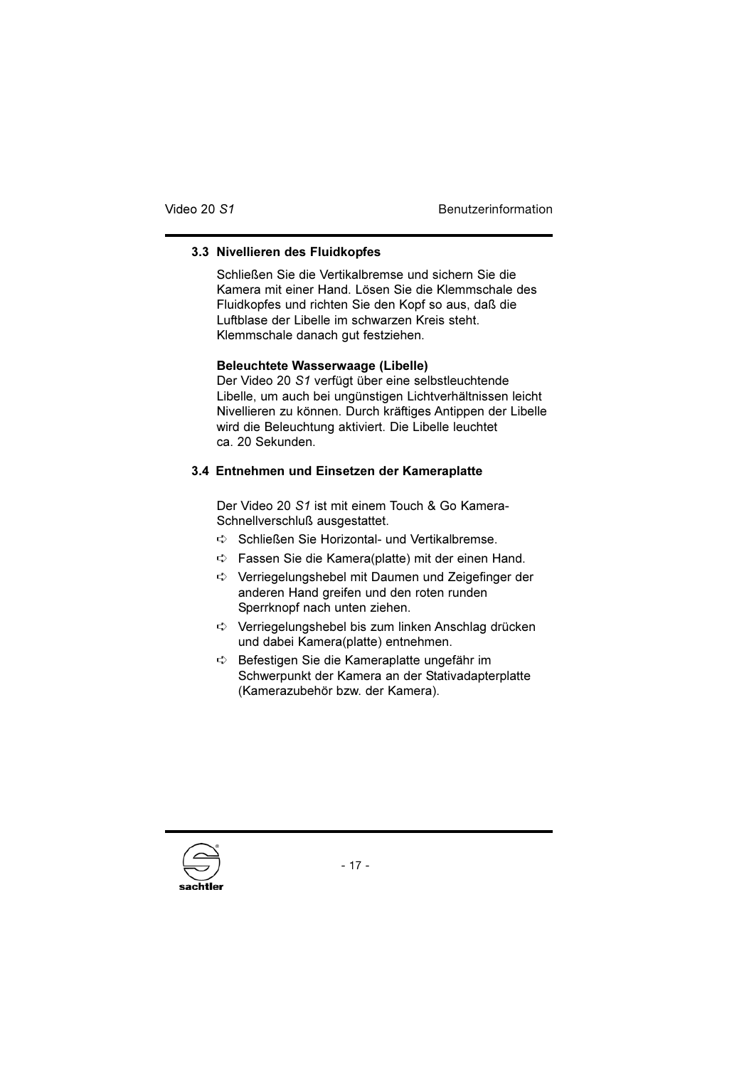### 3.3 Nivellieren des Fluidkopfes

Schließen Sie die Vertikalbremse und sichern Sie die Kamera mit einer Hand. Lösen Sie die Klemmschale des Fluidkopfes und richten Sie den Kopf so aus, daß die Luftblase der Libelle im schwarzen Kreis steht. Klemmschale danach gut festziehen.

**Beleuchtete Wasserwaage (Libelle)**
Der Video 20 *S1* verfügt über eine selbstleuchtende Libelle, um auch bei ungünstigen Lichtverhältnissen leicht Nivellieren zu können. Durch kräftiges Antippen der Libelle wird die Beleuchtung aktiviert. Die Libelle leuchtet ca. 20 Sekunden.

### 3.4 Entnehmen und Einsetzen der Kameraplatte

Der Video 20 *S1* ist mit einem Touch & Go Kamera-Schnellverschluß ausgestattet.

- ➪ Schließen Sie Horizontal- und Vertikalbremse.
- ➪ Fassen Sie die Kamera(platte) mit der einen Hand.
- ➪ Verriegelungshebel mit Daumen und Zeigefinger der anderen Hand greifen und den roten runden Sperrknopf nach unten ziehen.
- ➪ Verriegelungshebel bis zum linken Anschlag drücken und dabei Kamera(platte) entnehmen.
- ➪ Befestigen Sie die Kameraplatte ungefähr im Schwerpunkt der Kamera an der Stativadapterplatte (Kamerazubehör bzw. der Kamera).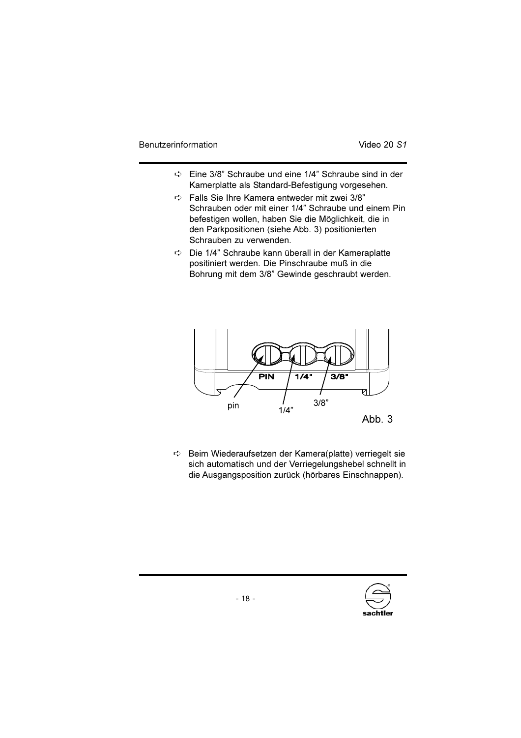- Eine 3/8” Schraube und eine 1/4” Schraube sind in der Kamerplatte als Standard-Befestigung vorgesehen.
- Falls Sie Ihre Kamera entweder mit zwei 3/8” Schrauben oder mit einer 1/4” Schraube und einem Pin befestigen wollen, haben Sie die Möglichkeit, die in den Parkpositionen (siehe Abb. 3) positionierten Schrauben zu verwenden.
- Die 1/4” Schraube kann überall in der Kameraplatte positiniert werden. Die Pinschraube muß in die Bohrung mit dem 3/8” Gewinde geschraubt werden.

Abb. 3

- Beim Wiederaufsetzen der Kamera(platte) verriegelt sie sich automatisch und der Verriegelungshebel schnellt in die Ausgangsposition zurück (hörbares Einschnappen).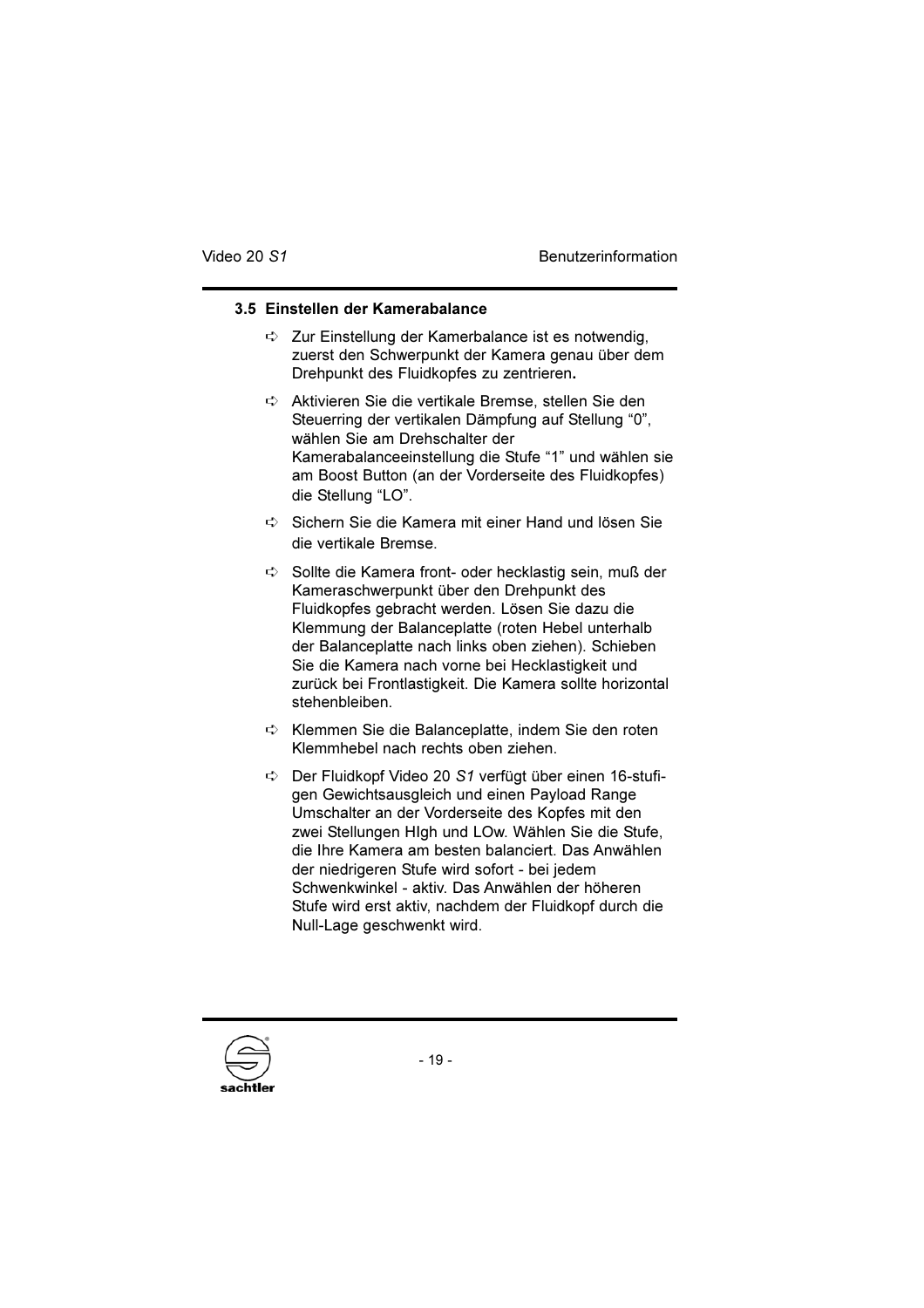### 3.5 Einstellen der Kamerabalance

- Zur Einstellung der Kamerbalance ist es notwendig, zuerst den Schwerpunkt der Kamera genau über dem Drehpunkt des Fluidkopfes zu zentrieren**.**
- Aktivieren Sie die vertikale Bremse, stellen Sie den Steuerring der vertikalen Dämpfung auf Stellung “0”, wählen Sie am Drehschalter der Kamerabalanceeinstellung die Stufe “1” und wählen sie am Boost Button (an der Vorderseite des Fluidkopfes) die Stellung “LO”.
- Sichern Sie die Kamera mit einer Hand und lösen Sie die vertikale Bremse.
- Sollte die Kamera front- oder hecklastig sein, muß der Kameraschwerpunkt über den Drehpunkt des Fluidkopfes gebracht werden. Lösen Sie dazu die Klemmung der Balanceplatte (roten Hebel unterhalb der Balanceplatte nach links oben ziehen). Schieben Sie die Kamera nach vorne bei Hecklastigkeit und zurück bei Frontlastigkeit. Die Kamera sollte horizontal stehenbleiben.
- Klemmen Sie die Balanceplatte, indem Sie den roten Klemmhebel nach rechts oben ziehen.
- Der Fluidkopf Video 20 *S1* verfügt über einen 16-stufigen Gewichtsausgleich und einen Payload Range Umschalter an der Vorderseite des Kopfes mit den zwei Stellungen HIgh und LOw. Wählen Sie die Stufe, die Ihre Kamera am besten balanciert. Das Anwählen der niedrigeren Stufe wird sofort - bei jedem Schwenkwinkel - aktiv. Das Anwählen der höheren Stufe wird erst aktiv, nachdem der Fluidkopf durch die Null-Lage geschwenkt wird.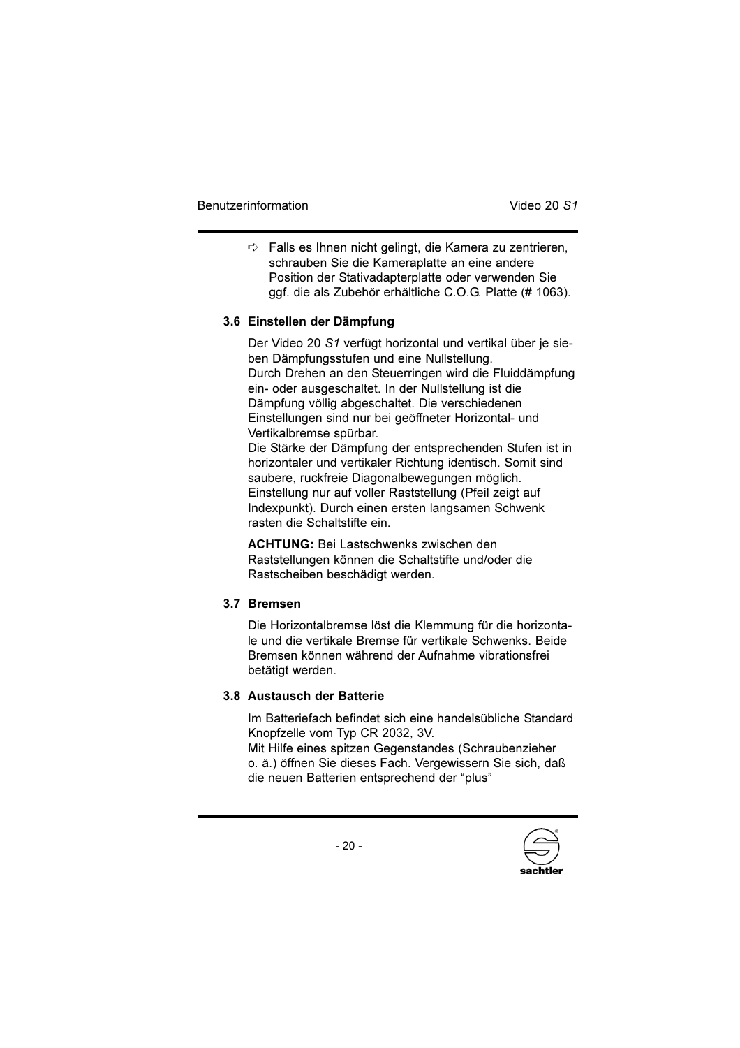➪ Falls es Ihnen nicht gelingt, die Kamera zu zentrieren, schrauben Sie die Kameraplatte an eine andere Position der Stativadapterplatte oder verwenden Sie ggf. die als Zubehör erhältliche C.O.G. Platte (# 1063).

### 3.6 Einstellen der Dämpfung

Der Video 20 *S1* verfügt horizontal und vertikal über je sieben Dämpfungsstufen und eine Nullstellung.
Durch Drehen an den Steuerringen wird die Fluiddämpfung ein- oder ausgeschaltet. In der Nullstellung ist die Dämpfung völlig abgeschaltet. Die verschiedenen Einstellungen sind nur bei geöffneter Horizontal- und Vertikalbremse spürbar.
Die Stärke der Dämpfung der entsprechenden Stufen ist in horizontaler und vertikaler Richtung identisch. Somit sind saubere, ruckfreie Diagonalbewegungen möglich.
Einstellung nur auf voller Raststellung (Pfeil zeigt auf Indexpunkt). Durch einen ersten langsamen Schwenk rasten die Schaltstifte ein.

**ACHTUNG:** Bei Lastschwenks zwischen den Raststellungen können die Schaltstifte und/oder die Rastscheiben beschädigt werden.

### 3.7 Bremsen

Die Horizontalbremse löst die Klemmung für die horizontale und die vertikale Bremse für vertikale Schwenks. Beide Bremsen können während der Aufnahme vibrationsfrei betätigt werden.

### 3.8 Austausch der Batterie

Im Batteriefach befindet sich eine handelsübliche Standard Knopfzelle vom Typ CR 2032, 3V.
Mit Hilfe eines spitzen Gegenstandes (Schraubenzieher o. ä.) öffnen Sie dieses Fach. Vergewissern Sie sich, daß die neuen Batterien entsprechend der “plus”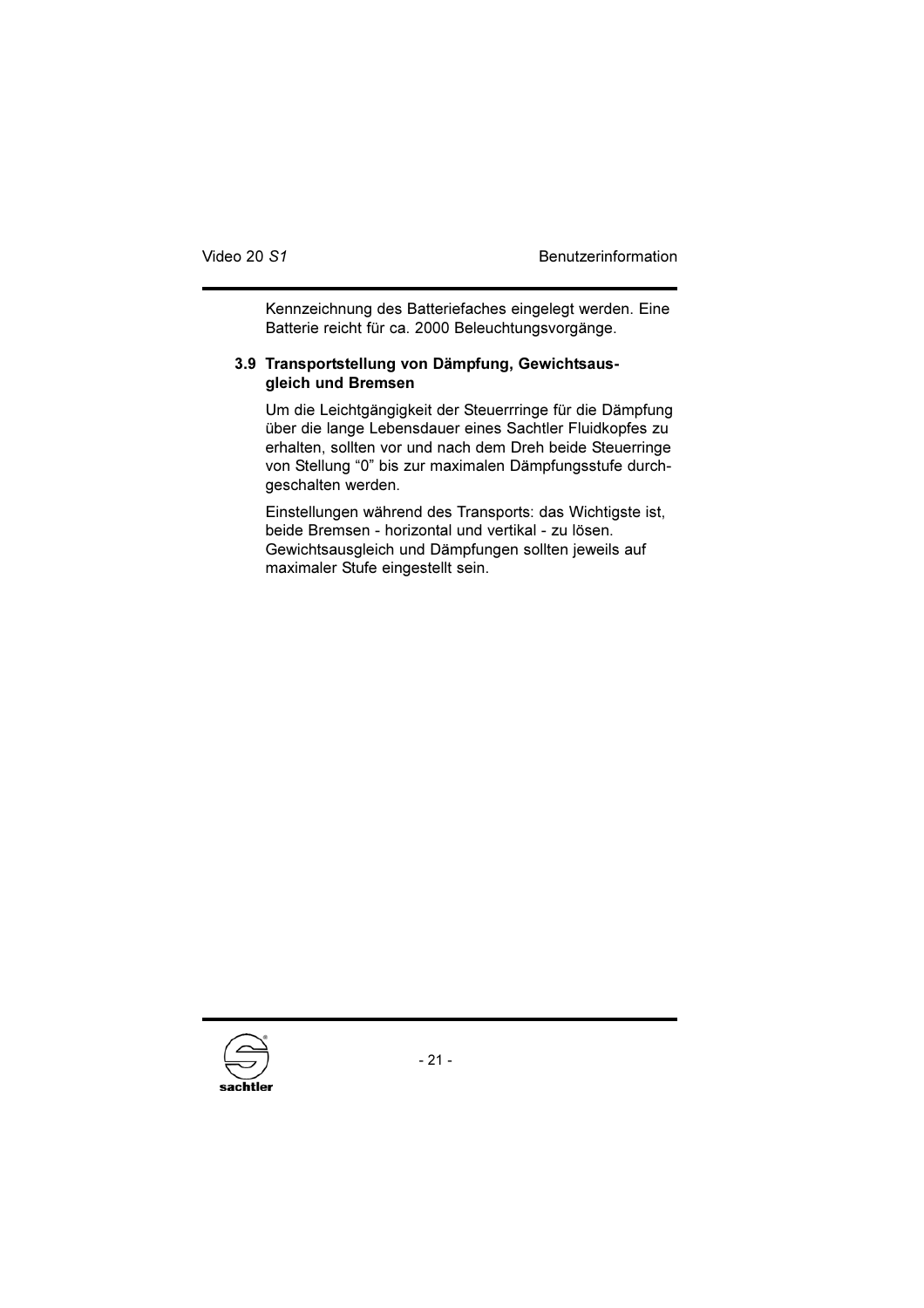Kennzeichnung des Batteriefaches eingelegt werden. Eine Batterie reicht für ca. 2000 Beleuchtungsvorgänge.

### 3.9 Transportstellung von Dämpfung, Gewichtsausgleich und Bremsen

Um die Leichtgängigkeit der Steuerrringe für die Dämpfung über die lange Lebensdauer eines Sachtler Fluidkopfes zu erhalten, sollten vor und nach dem Dreh beide Steuerringe von Stellung “0” bis zur maximalen Dämpfungsstufe durchgeschalten werden.

Einstellungen während des Transports: das Wichtigste ist, beide Bremsen - horizontal und vertikal - zu lösen. Gewichtsausgleich und Dämpfungen sollten jeweils auf maximaler Stufe eingestellt sein.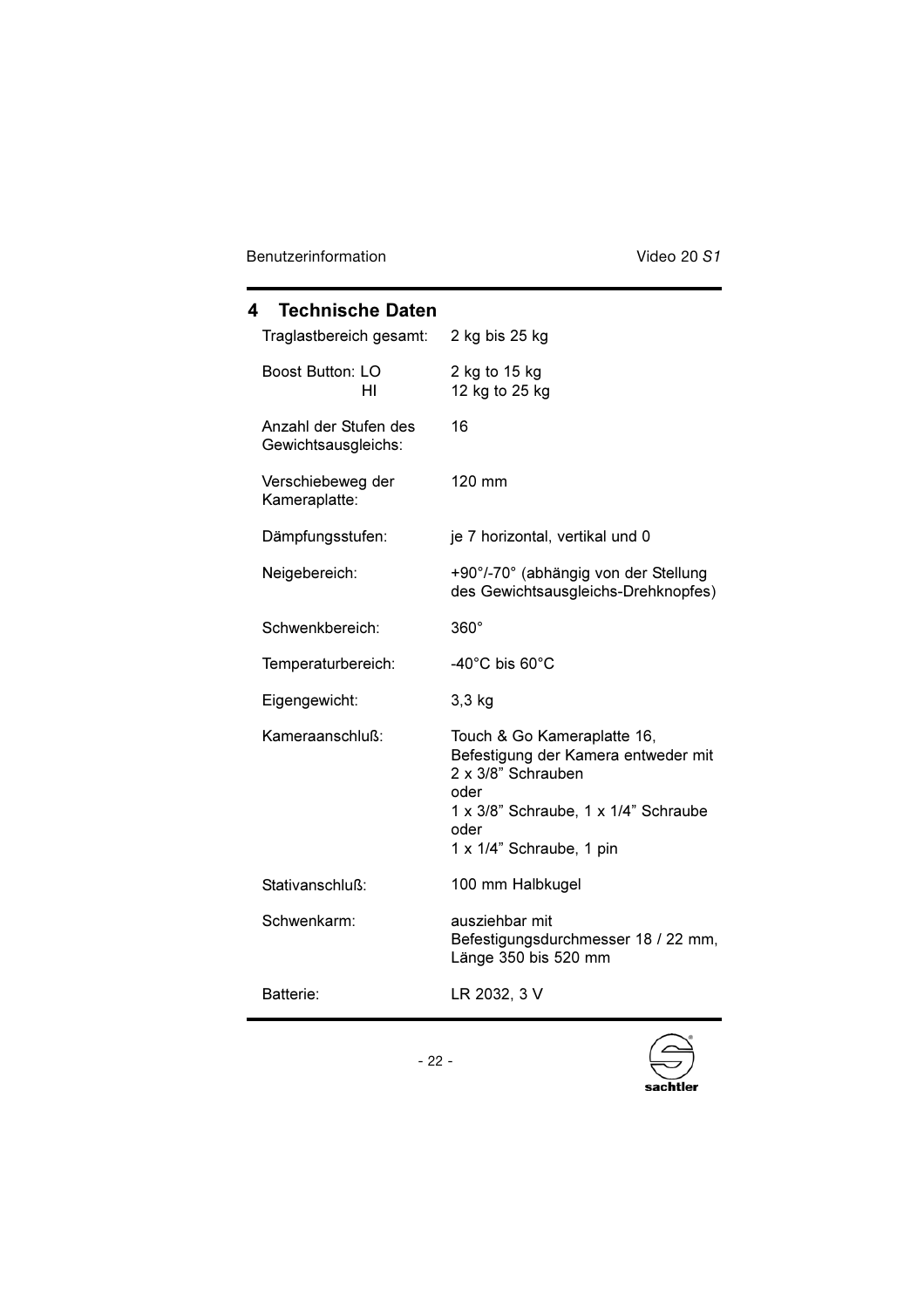## 4 Technische Daten

| | |
|---|---|
| Traglastbereich gesamt: | 2 kg bis 25 kg |
| Boost Button: LO<br>HI | 2 kg to 15 kg<br>12 kg to 25 kg |
| Anzahl der Stufen des Gewichtsausgleichs: | 16 |
| Verschiebeweg der Kameraplatte: | 120 mm |
| Dämpfungsstufen: | je 7 horizontal, vertikal und 0 |
| Neigebereich: | +90°/-70° (abhängig von der Stellung des Gewichtsausgleichs-Drehknopfes) |
| Schwenkbereich: | 360° |
| Temperaturbereich: | -40°C bis 60°C |
| Eigengewicht: | 3,3 kg |
| Kameraanschluß: | Touch & Go Kameraplatte 16,<br>Befestigung der Kamera entweder mit<br>2 x 3/8" Schrauben<br>oder<br>1 x 3/8" Schraube, 1 x 1/4" Schraube<br>oder<br>1 x 1/4" Schraube, 1 pin |
| Stativanschluß: | 100 mm Halbkugel |
| Schwenkarm: | ausziehbar mit Befestigungsdurchmesser 18 / 22 mm, Länge 350 bis 520 mm |
| Batterie: | LR 2032, 3 V |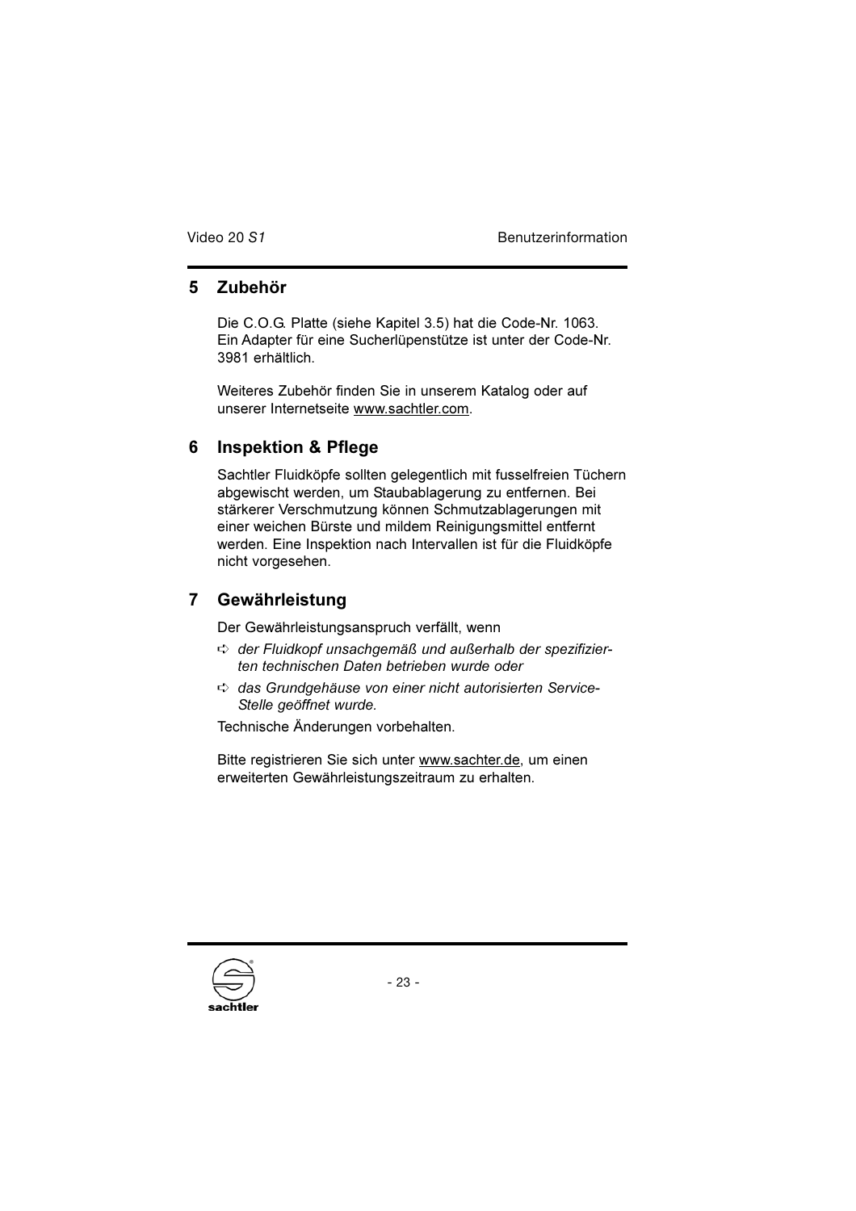## 5 Zubehör

Die C.O.G. Platte (siehe Kapitel 3.5) hat die Code-Nr. 1063. Ein Adapter für eine Sucherlüpenstütze ist unter der Code-Nr. 3981 erhältlich.

Weiteres Zubehör finden Sie in unserem Katalog oder auf unserer Internetseite www.sachtler.com.

## 6 Inspektion & Pflege

Sachtler Fluidköpfe sollten gelegentlich mit fusselfreien Tüchern abgewischt werden, um Staubablagerung zu entfernen. Bei stärkerer Verschmutzung können Schmutzablagerungen mit einer weichen Bürste und mildem Reinigungsmittel entfernt werden. Eine Inspektion nach Intervallen ist für die Fluidköpfe nicht vorgesehen.

## 7 Gewährleistung

Der Gewährleistungsanspruch verfällt, wenn

- *der Fluidkopf unsachgemäß und außerhalb der spezifizierten technischen Daten betrieben wurde oder*
- *das Grundgehäuse von einer nicht autorisierten Service-Stelle geöffnet wurde.*

Technische Änderungen vorbehalten.

Bitte registrieren Sie sich unter www.sachter.de, um einen erweiterten Gewährleistungszeitraum zu erhalten.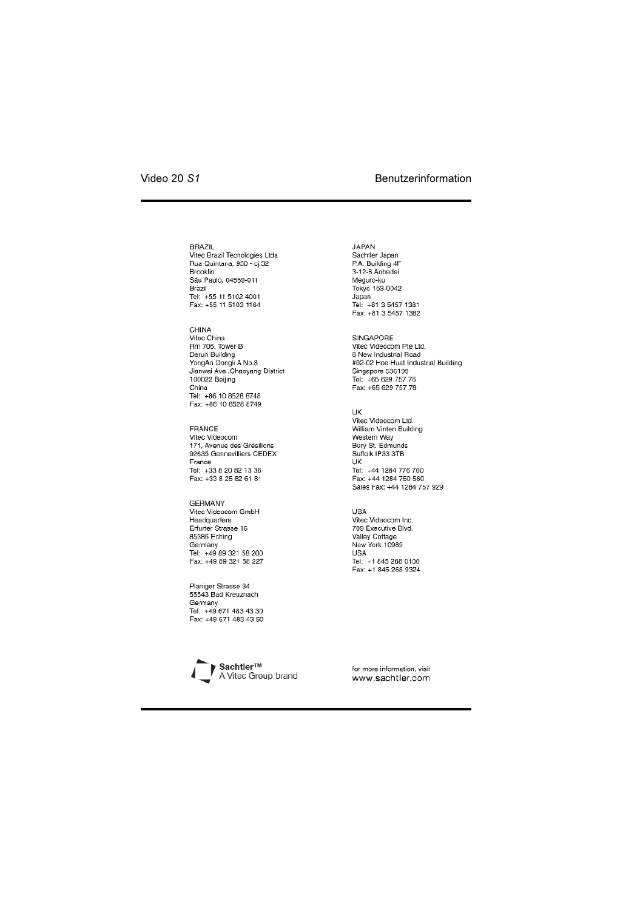BRAZIL
Vitec Brazil Tecnologies Ltda
Rua Quintana, 950 - cj.32
Brooklin
São Paulo, 04569-011
Brazil
Tel: +55 11 5102 4001
Fax: +55 11 5103 1164

CHINA
Vitec China
Rm 706, Tower B
Derun Building
YongAn Dongli A No.8
Jianwai Ave.,Chaoyang District
100022 Beijing
China
Tel: +86 10 8528 8748
Fax: +86 10 8528 8749

FRANCE
Vitec Videocom
171, Avenue des Grésillons
92635 Gennevilliers CEDEX
France
Tel: +33 8 20 82 13 36
Fax: +33 8 25 82 61 81

GERMANY
Vitec Videocom GmbH
Headquarters
Erfurter Strasse 16
85386 Eching
Germany
Tel: +49 89 321 58 200
Fax: +49 89 321 58 227

Planiger Strasse 34
55543 Bad Kreuznach
Germany
Tel: +49 671 483 43 30
Fax: +49 671 483 43 50

JAPAN
Sachtler Japan
P.A. Building 4F
3-12-6 Aobadai
Meguro-ku
Tokyo 153-0042
Japan
Tel: +81 3 5457 1381
Fax: +81 3 5457 1382

SINGAPORE
Vitec Videocom Pte Ltd.
6 New Industrial Road
#02-02 Hoe Huat Industrial Building
Singapore 536199
Tel: +65 629 757 76
Fax: +65 629 757 78

UK
Vitec Videocom Ltd.
William Vinten Building
Western Way
Bury St. Edmunds
Suffolk IP33 3TB
UK
Tel: +44 1284 776 700
Fax: +44 1284 750 560
Sales Fax: +44 1284 757 929

USA
Vitec Videocom Inc.
709 Executive Blvd.
Valley Cottage
New York 10989
USA
Tel: +1 845 268 0100
Fax: +1 845 268 9324

Sachtler™
A Vitec Group brand

for more information, visit
www.sachtler.com